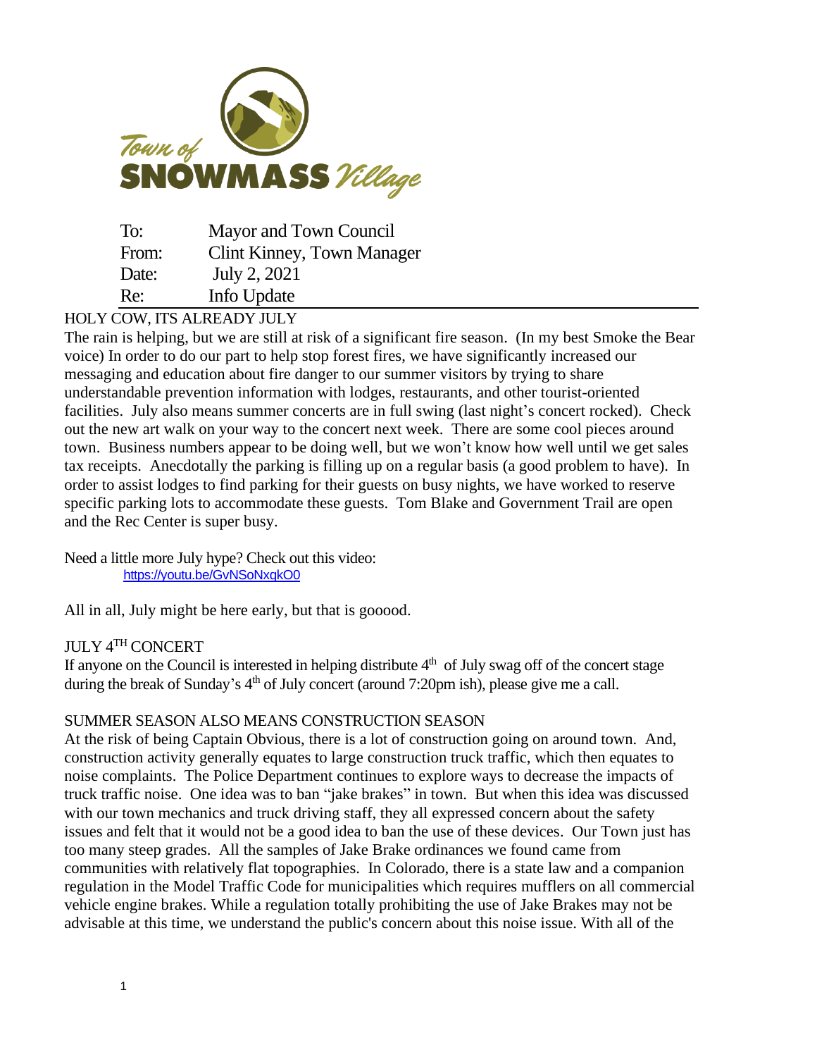Town of SNOWMASS Village

| | |
|---|---|
| To: | Mayor and Town Council |
| From: | Clint Kinney, Town Manager |
| Date: | July 2, 2021 |
| Re: | Info Update |

## HOLY COW, ITS ALREADY JULY

The rain is helping, but we are still at risk of a significant fire season. (In my best Smoke the Bear voice) In order to do our part to help stop forest fires, we have significantly increased our messaging and education about fire danger to our summer visitors by trying to share understandable prevention information with lodges, restaurants, and other tourist-oriented facilities. July also means summer concerts are in full swing (last night's concert rocked). Check out the new art walk on your way to the concert next week. There are some cool pieces around town. Business numbers appear to be doing well, but we won't know how well until we get sales tax receipts. Anecdotally the parking is filling up on a regular basis (a good problem to have). In order to assist lodges to find parking for their guests on busy nights, we have worked to reserve specific parking lots to accommodate these guests. Tom Blake and Government Trail are open and the Rec Center is super busy.

Need a little more July hype? Check out this video:
https://youtu.be/GvNSoNxqkO0

All in all, July might be here early, but that is gooood.

## JULY 4TH CONCERT

If anyone on the Council is interested in helping distribute 4th of July swag off of the concert stage during the break of Sunday's 4th of July concert (around 7:20pm ish), please give me a call.

## SUMMER SEASON ALSO MEANS CONSTRUCTION SEASON

At the risk of being Captain Obvious, there is a lot of construction going on around town. And, construction activity generally equates to large construction truck traffic, which then equates to noise complaints. The Police Department continues to explore ways to decrease the impacts of truck traffic noise. One idea was to ban "jake brakes" in town. But when this idea was discussed with our town mechanics and truck driving staff, they all expressed concern about the safety issues and felt that it would not be a good idea to ban the use of these devices. Our Town just has too many steep grades. All the samples of Jake Brake ordinances we found came from communities with relatively flat topographies. In Colorado, there is a state law and a companion regulation in the Model Traffic Code for municipalities which requires mufflers on all commercial vehicle engine brakes. While a regulation totally prohibiting the use of Jake Brakes may not be advisable at this time, we understand the public's concern about this noise issue. With all of the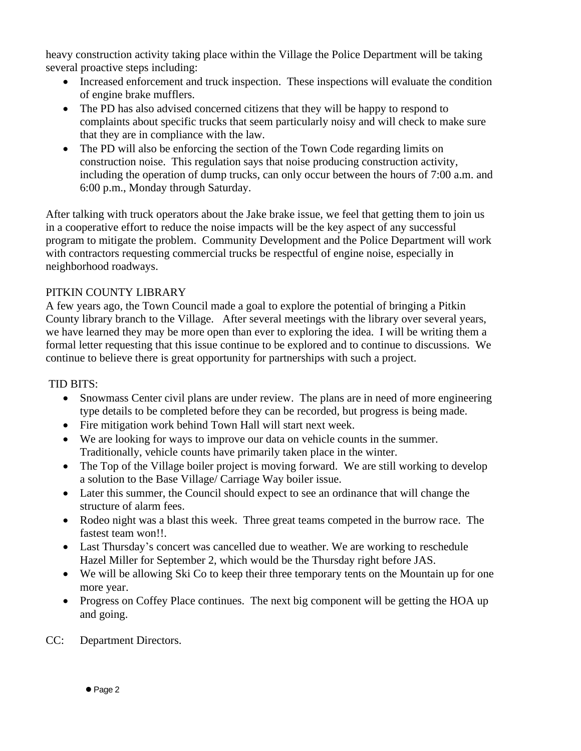heavy construction activity taking place within the Village the Police Department will be taking several proactive steps including:

- Increased enforcement and truck inspection. These inspections will evaluate the condition of engine brake mufflers.
- The PD has also advised concerned citizens that they will be happy to respond to complaints about specific trucks that seem particularly noisy and will check to make sure that they are in compliance with the law.
- The PD will also be enforcing the section of the Town Code regarding limits on construction noise. This regulation says that noise producing construction activity, including the operation of dump trucks, can only occur between the hours of 7:00 a.m. and 6:00 p.m., Monday through Saturday.

After talking with truck operators about the Jake brake issue, we feel that getting them to join us in a cooperative effort to reduce the noise impacts will be the key aspect of any successful program to mitigate the problem. Community Development and the Police Department will work with contractors requesting commercial trucks be respectful of engine noise, especially in neighborhood roadways.

PITKIN COUNTY LIBRARY

A few years ago, the Town Council made a goal to explore the potential of bringing a Pitkin County library branch to the Village. After several meetings with the library over several years, we have learned they may be more open than ever to exploring the idea. I will be writing them a formal letter requesting that this issue continue to be explored and to continue to discussions. We continue to believe there is great opportunity for partnerships with such a project.

TID BITS:

- Snowmass Center civil plans are under review. The plans are in need of more engineering type details to be completed before they can be recorded, but progress is being made.
- Fire mitigation work behind Town Hall will start next week.
- We are looking for ways to improve our data on vehicle counts in the summer. Traditionally, vehicle counts have primarily taken place in the winter.
- The Top of the Village boiler project is moving forward. We are still working to develop a solution to the Base Village/ Carriage Way boiler issue.
- Later this summer, the Council should expect to see an ordinance that will change the structure of alarm fees.
- Rodeo night was a blast this week. Three great teams competed in the burrow race. The fastest team won!!.
- Last Thursday's concert was cancelled due to weather. We are working to reschedule Hazel Miller for September 2, which would be the Thursday right before JAS.
- We will be allowing Ski Co to keep their three temporary tents on the Mountain up for one more year.
- Progress on Coffey Place continues. The next big component will be getting the HOA up and going.

CC: Department Directors.